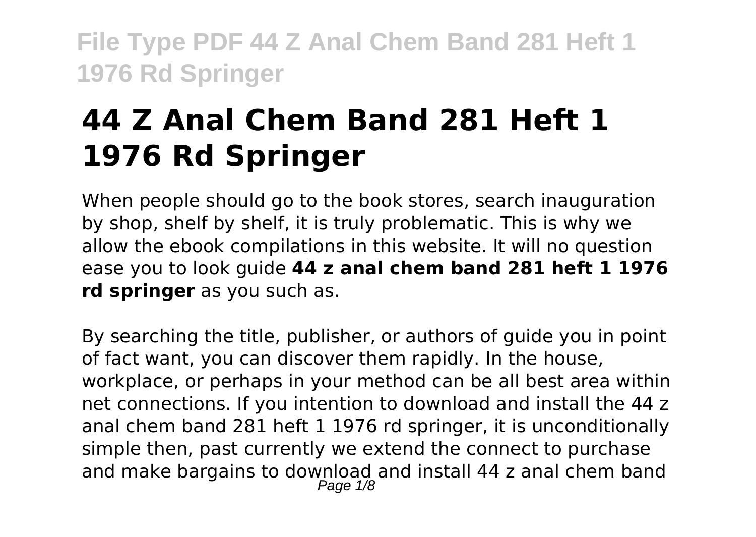# 44 Z Anal Chem Band 281 Heft 1 1976 Rd Springer

When people should go to the book stores, search inauguration by shop, shelf by shelf, it is truly problematic. This is why we allow the ebook compilations in this website. It will no question ease you to look guide **44 z anal chem band 281 heft 1 1976 rd springer** as you such as.

By searching the title, publisher, or authors of guide you in point of fact want, you can discover them rapidly. In the house, workplace, or perhaps in your method can be all best area within net connections. If you intention to download and install the 44 z anal chem band 281 heft 1 1976 rd springer, it is unconditionally simple then, past currently we extend the connect to purchase and make bargains to download and install 44 z anal chem band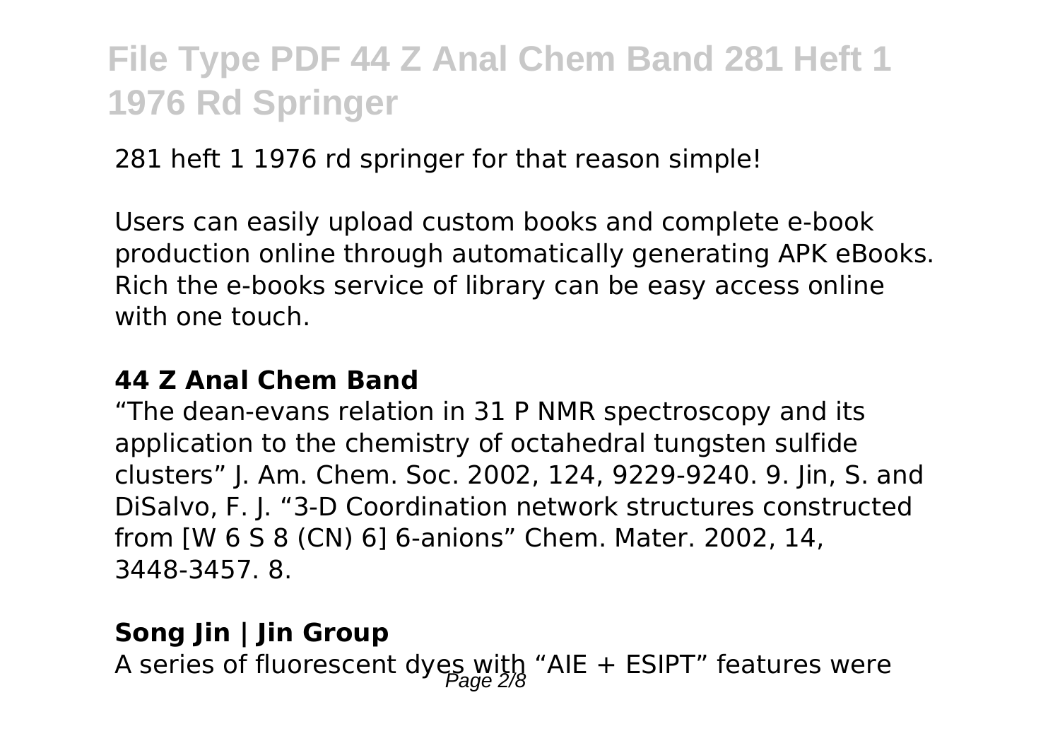281 heft 1 1976 rd springer for that reason simple!

Users can easily upload custom books and complete e-book production online through automatically generating APK eBooks. Rich the e-books service of library can be easy access online with one touch.

### 44 Z Anal Chem Band

"The dean-evans relation in 31 P NMR spectroscopy and its application to the chemistry of octahedral tungsten sulfide clusters" J. Am. Chem. Soc. 2002, 124, 9229-9240. 9. Jin, S. and DiSalvo, F. J. "3-D Coordination network structures constructed from [W 6 S 8 (CN) 6] 6-anions" Chem. Mater. 2002, 14, 3448-3457. 8.

### Song Jin | Jin Group

A series of fluorescent dyes with "AIE + ESIPT" features were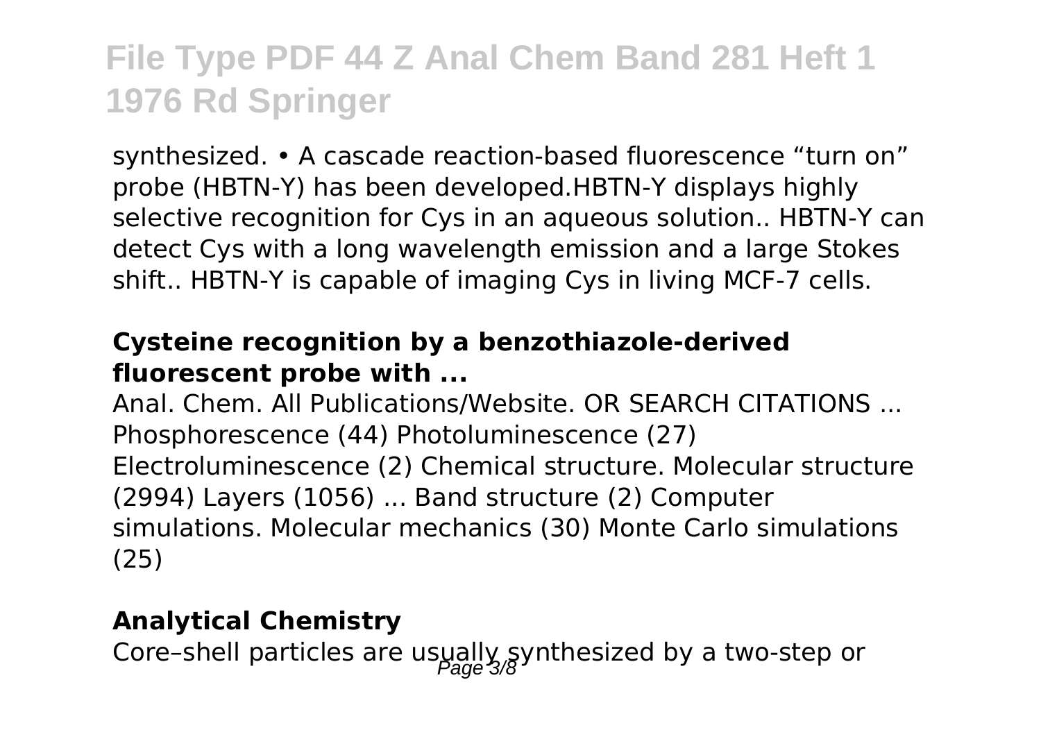synthesized. • A cascade reaction-based fluorescence “turn on” probe (HBTN-Y) has been developed.HBTN-Y displays highly selective recognition for Cys in an aqueous solution.. HBTN-Y can detect Cys with a long wavelength emission and a large Stokes shift.. HBTN-Y is capable of imaging Cys in living MCF-7 cells.

**Cysteine recognition by a benzothiazole-derived fluorescent probe with ...**

Anal. Chem. All Publications/Website. OR SEARCH CITATIONS ... Phosphorescence (44) Photoluminescence (27) Electroluminescence (2) Chemical structure. Molecular structure (2994) Layers (1056) ... Band structure (2) Computer simulations. Molecular mechanics (30) Monte Carlo simulations (25)

**Analytical Chemistry**

Core–shell particles are usually synthesized by a two-step or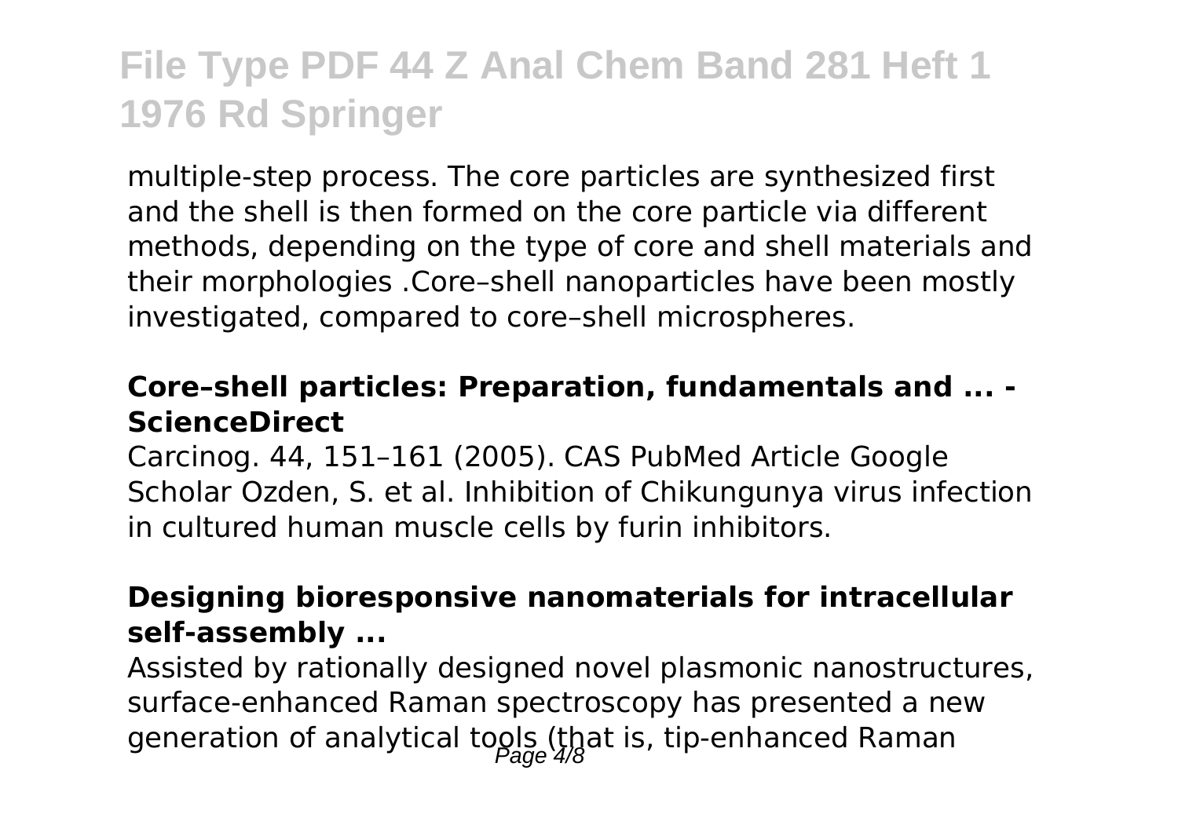multiple-step process. The core particles are synthesized first and the shell is then formed on the core particle via different methods, depending on the type of core and shell materials and their morphologies .Core–shell nanoparticles have been mostly investigated, compared to core–shell microspheres.

### Core–shell particles: Preparation, fundamentals and ... - ScienceDirect

Carcinog. 44, 151–161 (2005). CAS PubMed Article Google Scholar Ozden, S. et al. Inhibition of Chikungunya virus infection in cultured human muscle cells by furin inhibitors.

### Designing bioresponsive nanomaterials for intracellular self-assembly ...

Assisted by rationally designed novel plasmonic nanostructures, surface-enhanced Raman spectroscopy has presented a new generation of analytical tools (that is, tip-enhanced Raman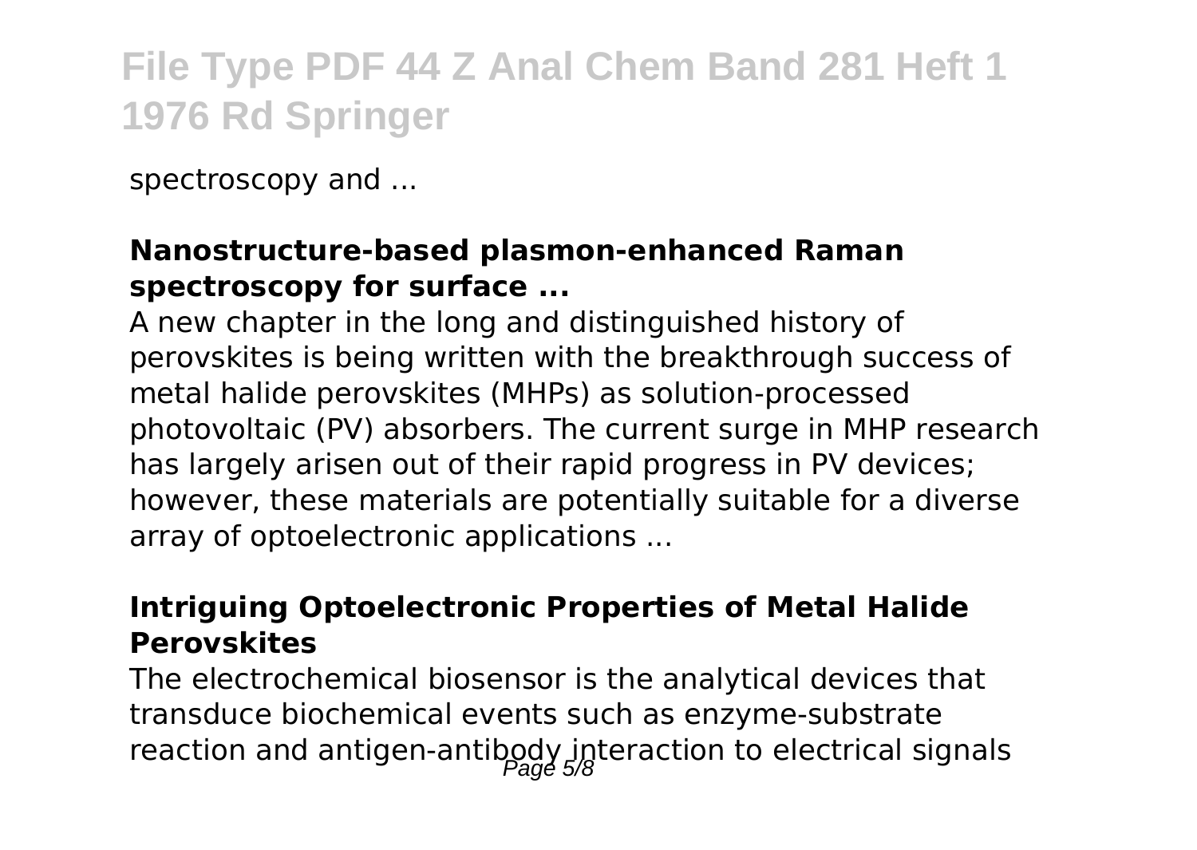spectroscopy and ...

**Nanostructure-based plasmon-enhanced Raman spectroscopy for surface ...**

A new chapter in the long and distinguished history of perovskites is being written with the breakthrough success of metal halide perovskites (MHPs) as solution-processed photovoltaic (PV) absorbers. The current surge in MHP research has largely arisen out of their rapid progress in PV devices; however, these materials are potentially suitable for a diverse array of optoelectronic applications ...

**Intriguing Optoelectronic Properties of Metal Halide Perovskites**

The electrochemical biosensor is the analytical devices that transduce biochemical events such as enzyme-substrate reaction and antigen-antibody interaction to electrical signals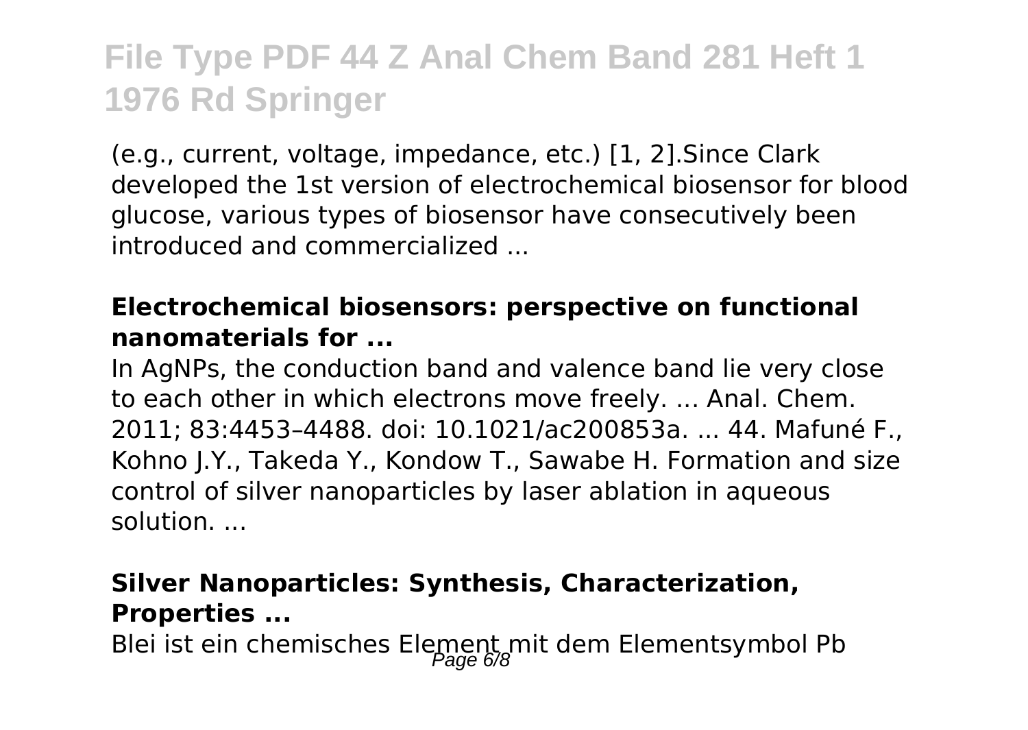(e.g., current, voltage, impedance, etc.) [1, 2].Since Clark developed the 1st version of electrochemical biosensor for blood glucose, various types of biosensor have consecutively been introduced and commercialized ...

### Electrochemical biosensors: perspective on functional nanomaterials for ...

In AgNPs, the conduction band and valence band lie very close to each other in which electrons move freely. ... Anal. Chem. 2011; 83:4453–4488. doi: 10.1021/ac200853a. ... 44. Mafuné F., Kohno J.Y., Takeda Y., Kondow T., Sawabe H. Formation and size control of silver nanoparticles by laser ablation in aqueous solution. ...

### Silver Nanoparticles: Synthesis, Characterization, Properties ...

Blei ist ein chemisches Element mit dem Elementsymbol Pb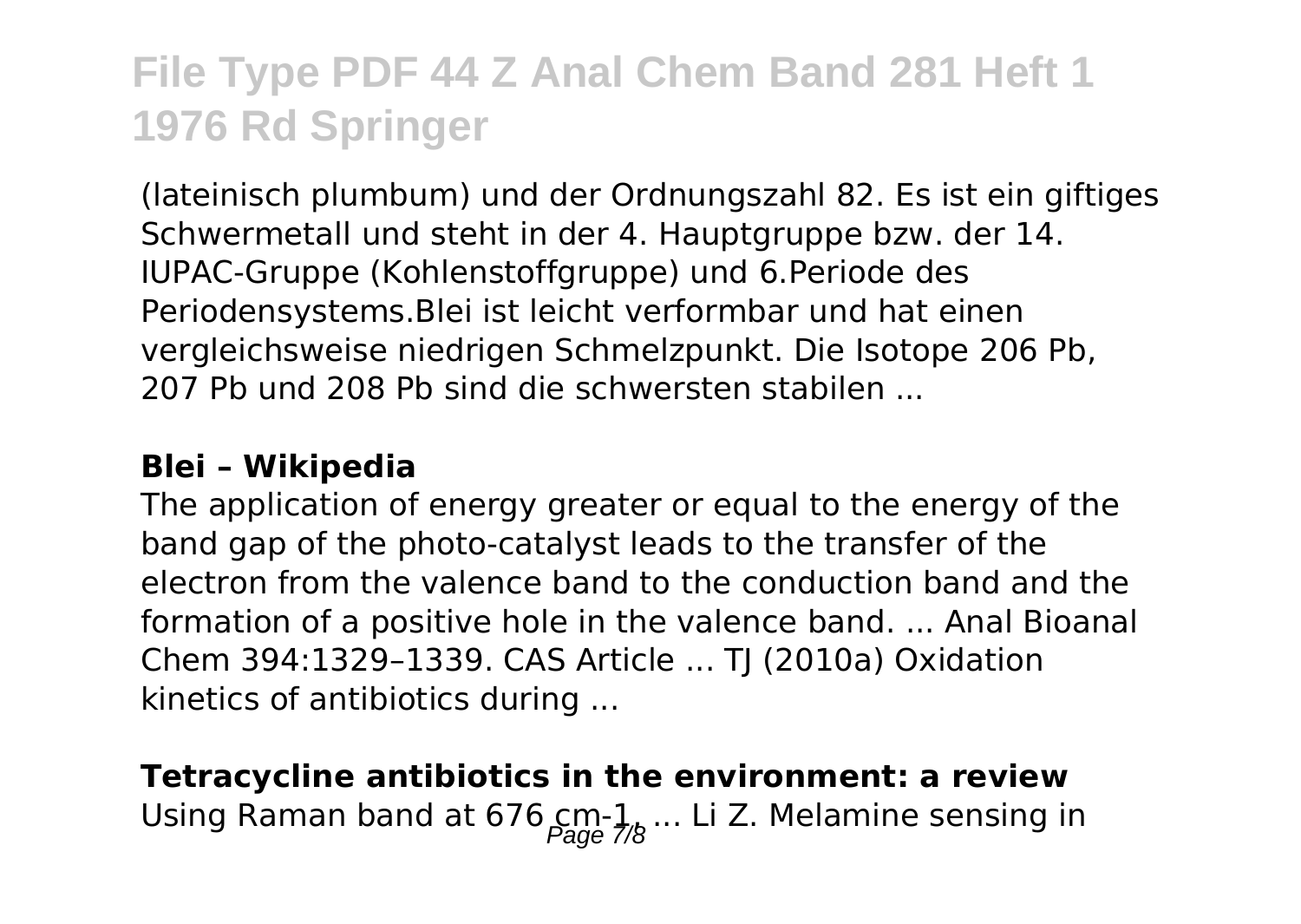(lateinisch plumbum) und der Ordnungszahl 82. Es ist ein giftiges Schwermetall und steht in der 4. Hauptgruppe bzw. der 14. IUPAC-Gruppe (Kohlenstoffgruppe) und 6.Periode des Periodensystems.Blei ist leicht verformbar und hat einen vergleichsweise niedrigen Schmelzpunkt. Die Isotope 206 Pb, 207 Pb und 208 Pb sind die schwersten stabilen ...

**Blei – Wikipedia**

The application of energy greater or equal to the energy of the band gap of the photo-catalyst leads to the transfer of the electron from the valence band to the conduction band and the formation of a positive hole in the valence band. ... Anal Bioanal Chem 394:1329–1339. CAS Article ... TJ (2010a) Oxidation kinetics of antibiotics during ...

**Tetracycline antibiotics in the environment: a review**

Using Raman band at 676 cm-1, ... Li Z. Melamine sensing in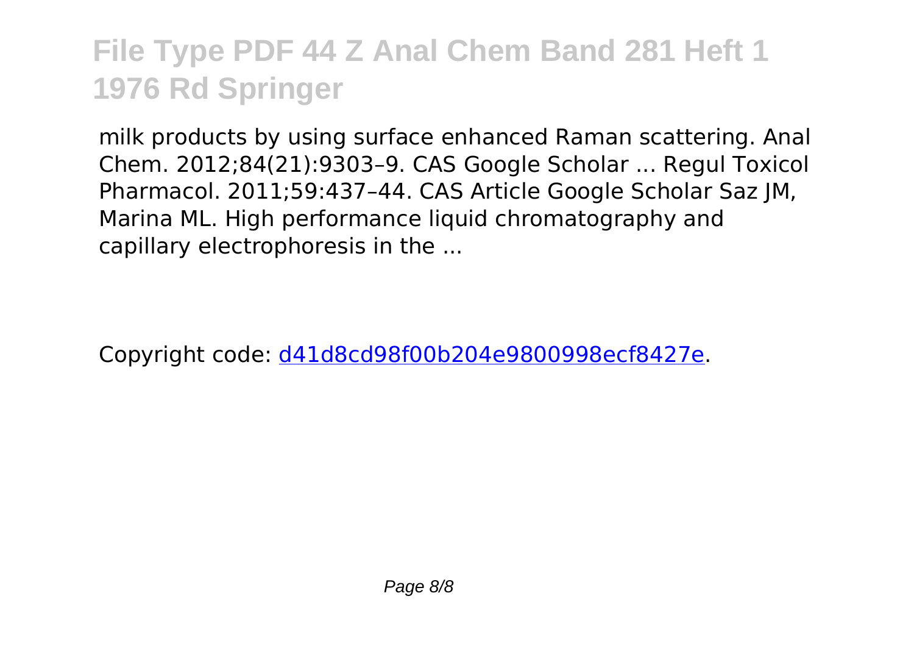milk products by using surface enhanced Raman scattering. Anal Chem. 2012;84(21):9303–9. CAS Google Scholar ... Regul Toxicol Pharmacol. 2011;59:437–44. CAS Article Google Scholar Saz JM, Marina ML. High performance liquid chromatography and capillary electrophoresis in the ...

Copyright code: d41d8cd98f00b204e9800998ecf8427e.